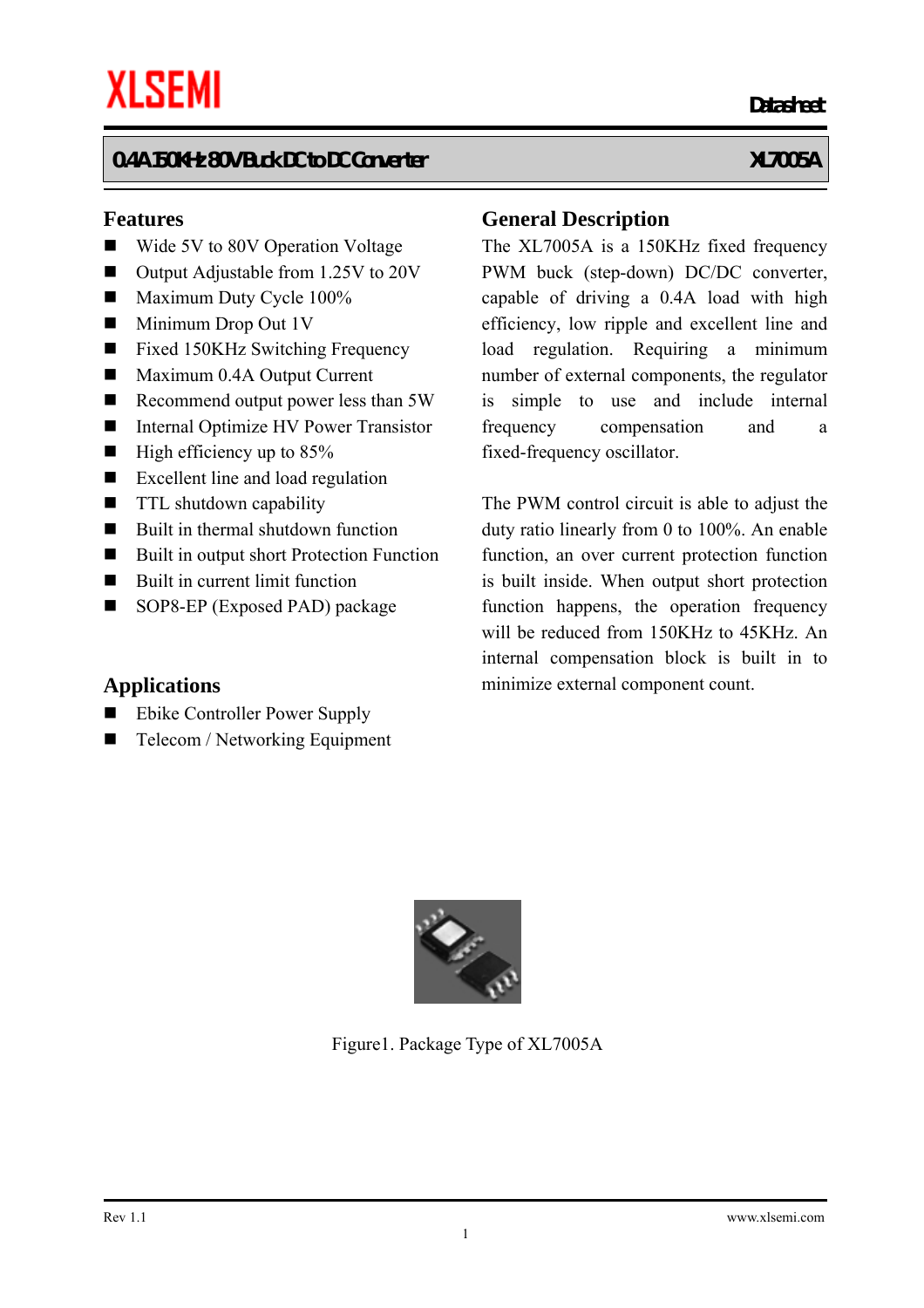# 0.4A 150KHz 80V Buck DC to DC Converter — XL7005A

## Features

- Wide 5V to 80V Operation Voltage
- Output Adjustable from 1.25V to 20V
- Maximum Duty Cycle 100%
- Minimum Drop Out 1V
- Fixed 150KHz Switching Frequency
- Maximum 0.4A Output Current
- Recommend output power less than 5W
- Internal Optimize HV Power Transistor
- High efficiency up to 85%
- Excellent line and load regulation
- TTL shutdown capability
- Built in thermal shutdown function
- Built in output short Protection Function
- Built in current limit function
- SOP8-EP (Exposed PAD) package

## Applications

- Ebike Controller Power Supply
- Telecom / Networking Equipment

## General Description

The XL7005A is a 150KHz fixed frequency PWM buck (step-down) DC/DC converter, capable of driving a 0.4A load with high efficiency, low ripple and excellent line and load regulation. Requiring a minimum number of external components, the regulator is simple to use and include internal frequency compensation and a fixed-frequency oscillator.

The PWM control circuit is able to adjust the duty ratio linearly from 0 to 100%. An enable function, an over current protection function is built inside. When output short protection function happens, the operation frequency will be reduced from 150KHz to 45KHz. An internal compensation block is built in to minimize external component count.

Figure1. Package Type of XL7005A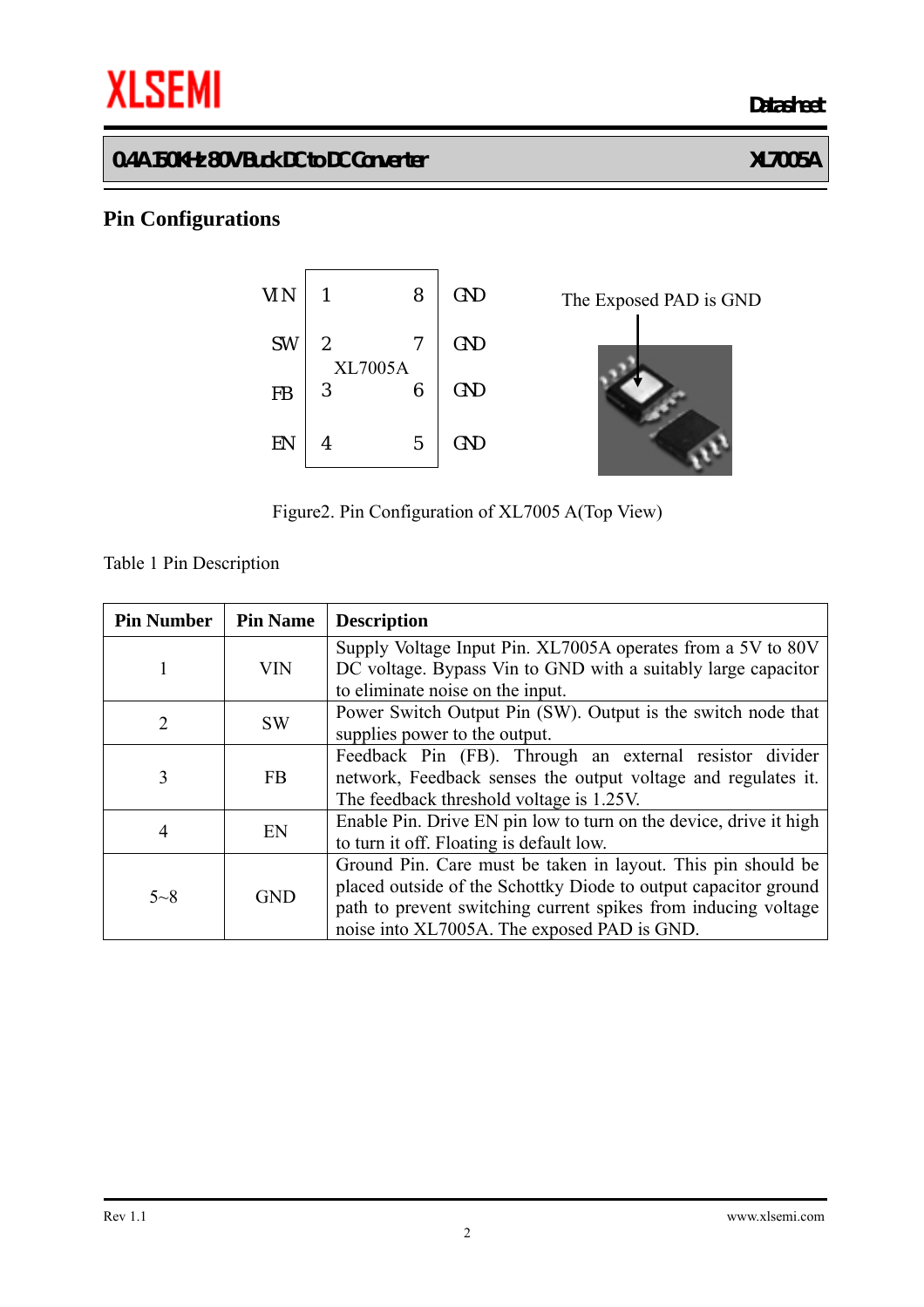## Pin Configurations

| | | | |
|---|---|---|---|
| VIN | 1 | 8 | GND |
| SW | 2 | 7 | GND |
| FB | 3 | 6 | GND |
| EN | 4 | 5 | GND |

XL7005A

The Exposed PAD is GND

Figure2. Pin Configuration of XL7005 A(Top View)

Table 1 Pin Description

| Pin Number | Pin Name | Description |
|---|---|---|
| 1 | VIN | Supply Voltage Input Pin. XL7005A operates from a 5V to 80V DC voltage. Bypass Vin to GND with a suitably large capacitor to eliminate noise on the input. |
| 2 | SW | Power Switch Output Pin (SW). Output is the switch node that supplies power to the output. |
| 3 | FB | Feedback Pin (FB). Through an external resistor divider network, Feedback senses the output voltage and regulates it. The feedback threshold voltage is 1.25V. |
| 4 | EN | Enable Pin. Drive EN pin low to turn on the device, drive it high to turn it off. Floating is default low. |
| 5~8 | GND | Ground Pin. Care must be taken in layout. This pin should be placed outside of the Schottky Diode to output capacitor ground path to prevent switching current spikes from inducing voltage noise into XL7005A. The exposed PAD is GND. |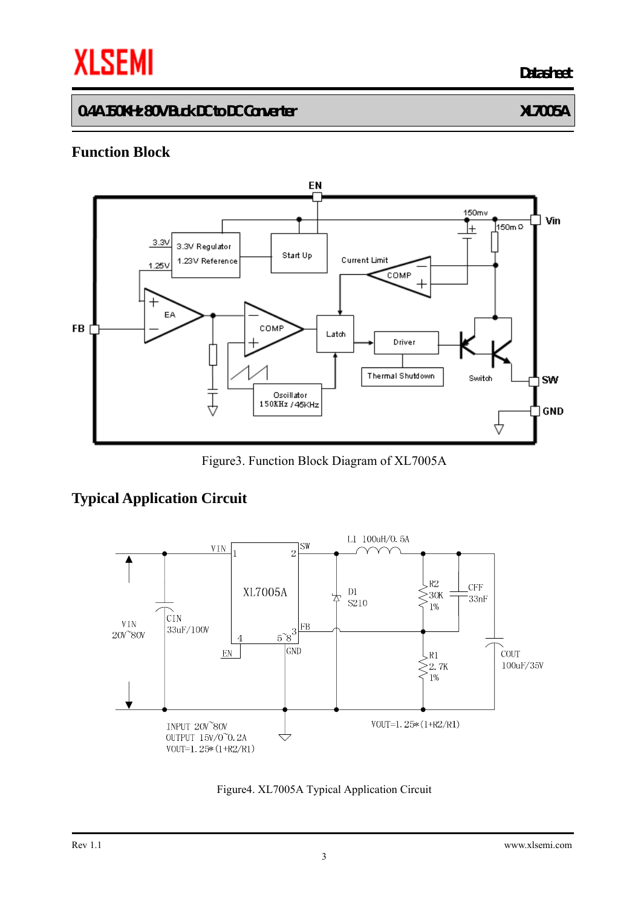## Function Block

Figure3. Function Block Diagram of XL7005A

## Typical Application Circuit

Figure4. XL7005A Typical Application Circuit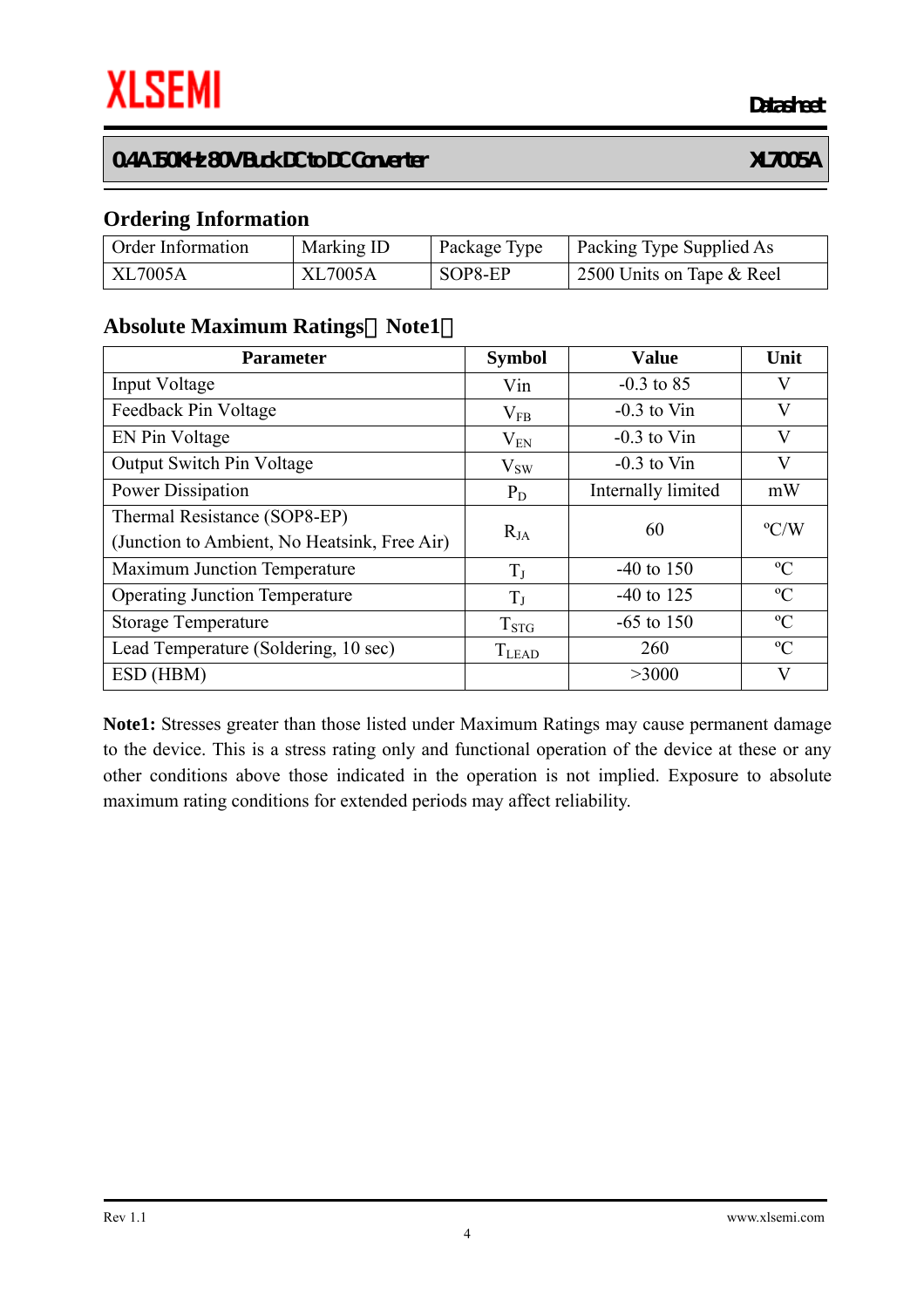## Ordering Information

| Order Information | Marking ID | Package Type | Packing Type Supplied As |
|---|---|---|---|
| XL7005A | XL7005A | SOP8-EP | 2500 Units on Tape & Reel |

## Absolute Maximum Ratings（Note1）

| Parameter | Symbol | Value | Unit |
|---|---|---|---|
| Input Voltage | Vin | -0.3 to 85 | V |
| Feedback Pin Voltage | $V_{FB}$ | -0.3 to Vin | V |
| EN Pin Voltage | $V_{EN}$ | -0.3 to Vin | V |
| Output Switch Pin Voltage | $V_{SW}$ | -0.3 to Vin | V |
| Power Dissipation | $P_D$ | Internally limited | mW |
| Thermal Resistance (SOP8-EP) (Junction to Ambient, No Heatsink, Free Air) | $R_{JA}$ | 60 | ºC/W |
| Maximum Junction Temperature | $T_J$ | -40 to 150 | ºC |
| Operating Junction Temperature | $T_J$ | -40 to 125 | ºC |
| Storage Temperature | $T_{STG}$ | -65 to 150 | ºC |
| Lead Temperature (Soldering, 10 sec) | $T_{LEAD}$ | 260 | ºC |
| ESD (HBM) | | >3000 | V |

**Note1:** Stresses greater than those listed under Maximum Ratings may cause permanent damage to the device. This is a stress rating only and functional operation of the device at these or any other conditions above those indicated in the operation is not implied. Exposure to absolute maximum rating conditions for extended periods may affect reliability.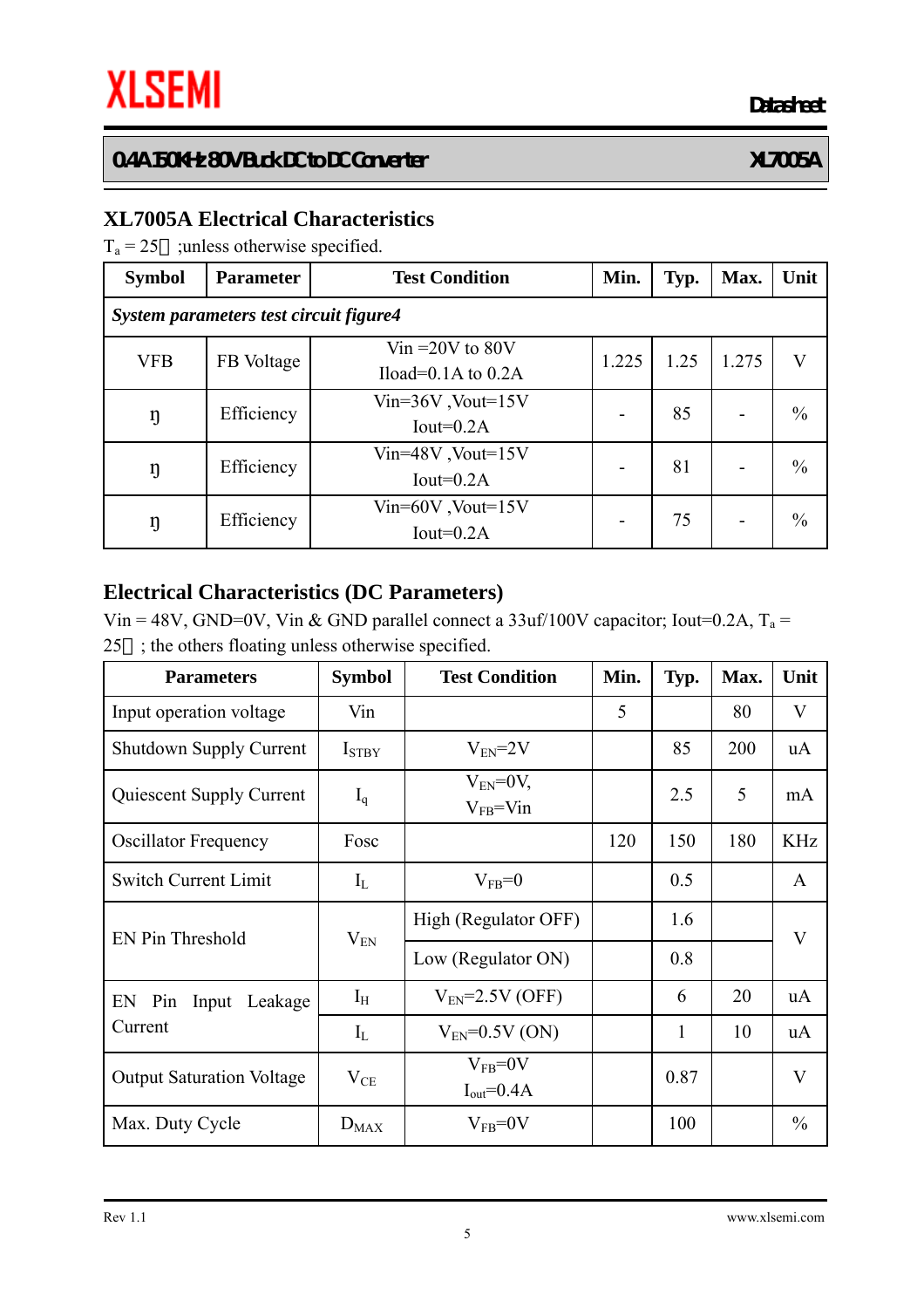## XL7005A Electrical Characteristics

$T_a$ = 25 ;unless otherwise specified.

| Symbol | Parameter | Test Condition | Min. | Typ. | Max. | Unit |
|---|---|---|---|---|---|---|
| *System parameters test circuit figure4* | | | | | | |
| VFB | FB Voltage | Vin =20V to 80V Iload=0.1A to 0.2A | 1.225 | 1.25 | 1.275 | V |
| ŋ | Efficiency | Vin=36V ,Vout=15V Iout=0.2A | - | 85 | - | % |
| ŋ | Efficiency | Vin=48V ,Vout=15V Iout=0.2A | - | 81 | - | % |
| ŋ | Efficiency | Vin=60V ,Vout=15V Iout=0.2A | - | 75 | - | % |

## Electrical Characteristics (DC Parameters)

Vin = 48V, GND=0V, Vin & GND parallel connect a 33uf/100V capacitor; Iout=0.2A, $T_a$ = 25 ; the others floating unless otherwise specified.

| Parameters | Symbol | Test Condition | Min. | Typ. | Max. | Unit |
|---|---|---|---|---|---|---|
| Input operation voltage | Vin | | 5 | | 80 | V |
| Shutdown Supply Current | $I_{STBY}$ | $V_{EN}$=2V | | 85 | 200 | uA |
| Quiescent Supply Current | $I_q$ | $V_{EN}$=0V, $V_{FB}$=Vin | | 2.5 | 5 | mA |
| Oscillator Frequency | Fosc | | 120 | 150 | 180 | KHz |
| Switch Current Limit | $I_L$ | $V_{FB}$=0 | | 0.5 | | A |
| EN Pin Threshold | $V_{EN}$ | High (Regulator OFF) | | 1.6 | | V |
| | | Low (Regulator ON) | | 0.8 | | |
| EN Pin Input Leakage Current | $I_H$ | $V_{EN}$=2.5V (OFF) | | 6 | 20 | uA |
| | $I_L$ | $V_{EN}$=0.5V (ON) | | 1 | 10 | uA |
| Output Saturation Voltage | $V_{CE}$ | $V_{FB}$=0V $I_{out}$=0.4A | | 0.87 | | V |
| Max. Duty Cycle | $D_{MAX}$ | $V_{FB}$=0V | | 100 | | % |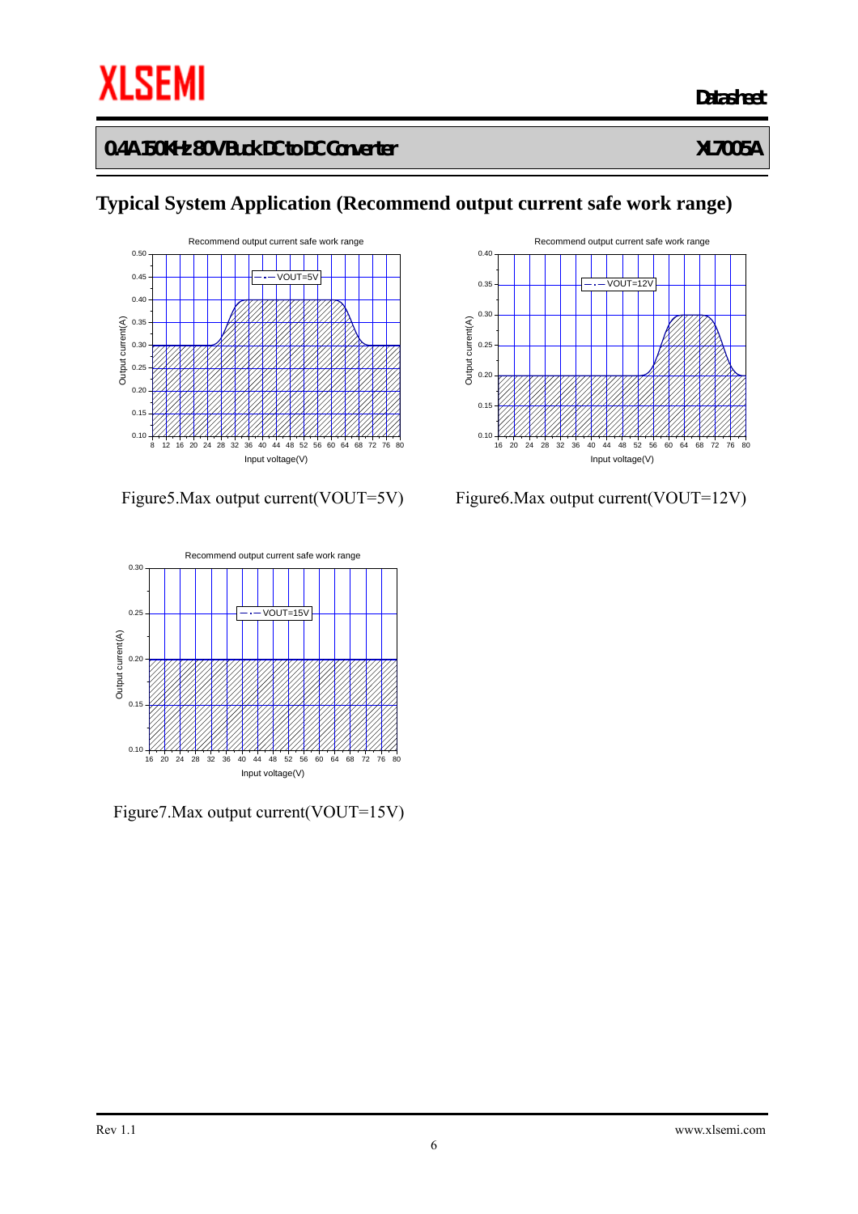## Typical System Application (Recommend output current safe work range)

Figure5.Max output current(VOUT=5V)

Figure6.Max output current(VOUT=12V)

Figure7.Max output current(VOUT=15V)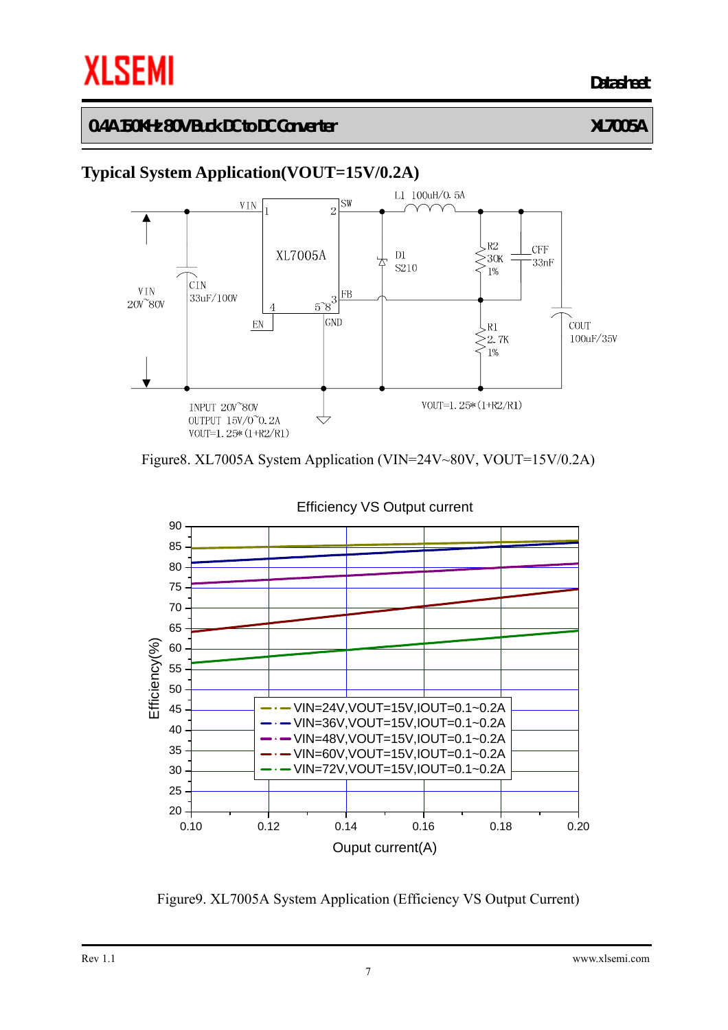## Typical System Application(VOUT=15V/0.2A)

Figure8. XL7005A System Application (VIN=24V~80V, VOUT=15V/0.2A)

Figure9. XL7005A System Application (Efficiency VS Output Current)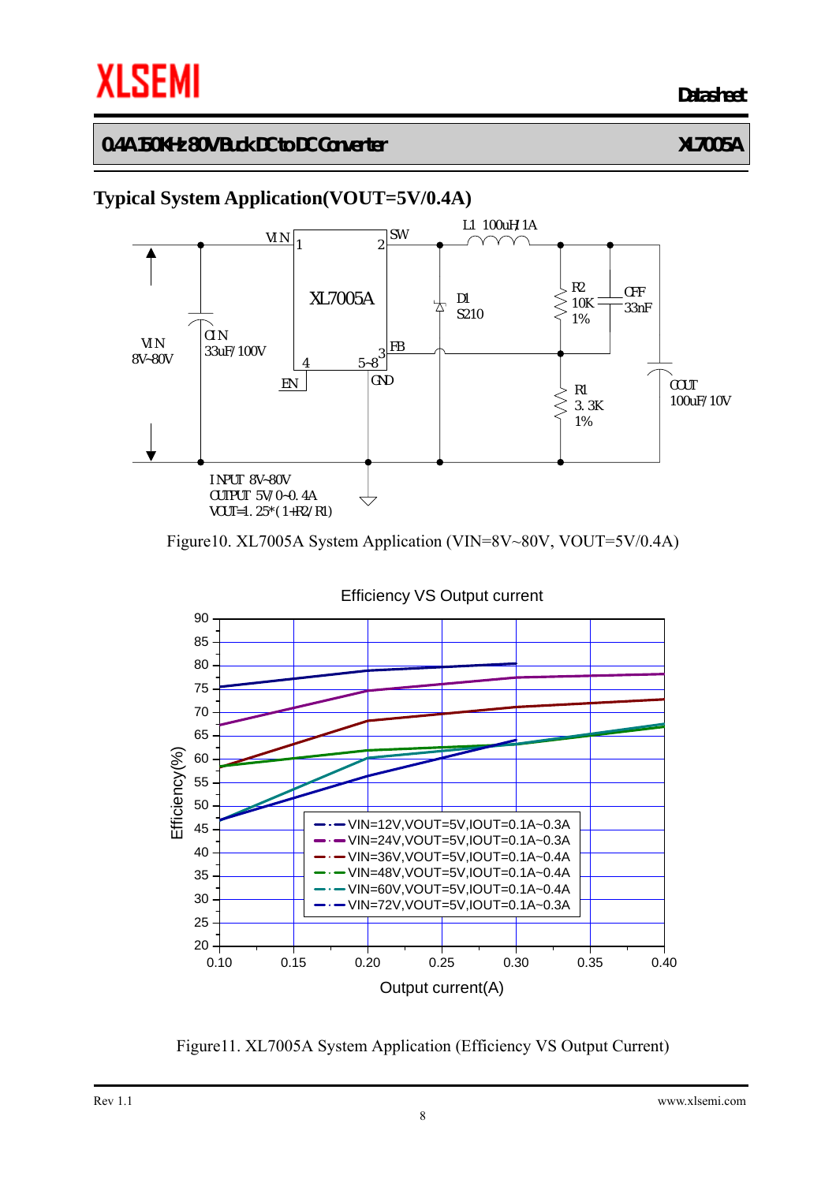## Typical System Application(VOUT=5V/0.4A)

VIN 8V~80V

CIN 33uF/100V

XL7005A

L1 100uH/1A

D1 S210

R2 10K 1%

CFF 33nF

R1 3.3K 1%

COUT 100uF/10V

INPUT 8V~80V
OUTPUT 5V/0~0.4A
VOUT=1.25*(1+R2/R1)

Figure10. XL7005A System Application (VIN=8V~80V, VOUT=5V/0.4A)

Efficiency VS Output current

- VIN=12V,VOUT=5V,IOUT=0.1A~0.3A
- VIN=24V,VOUT=5V,IOUT=0.1A~0.3A
- VIN=36V,VOUT=5V,IOUT=0.1A~0.4A
- VIN=48V,VOUT=5V,IOUT=0.1A~0.4A
- VIN=60V,VOUT=5V,IOUT=0.1A~0.4A
- VIN=72V,VOUT=5V,IOUT=0.1A~0.3A

Figure11. XL7005A System Application (Efficiency VS Output Current)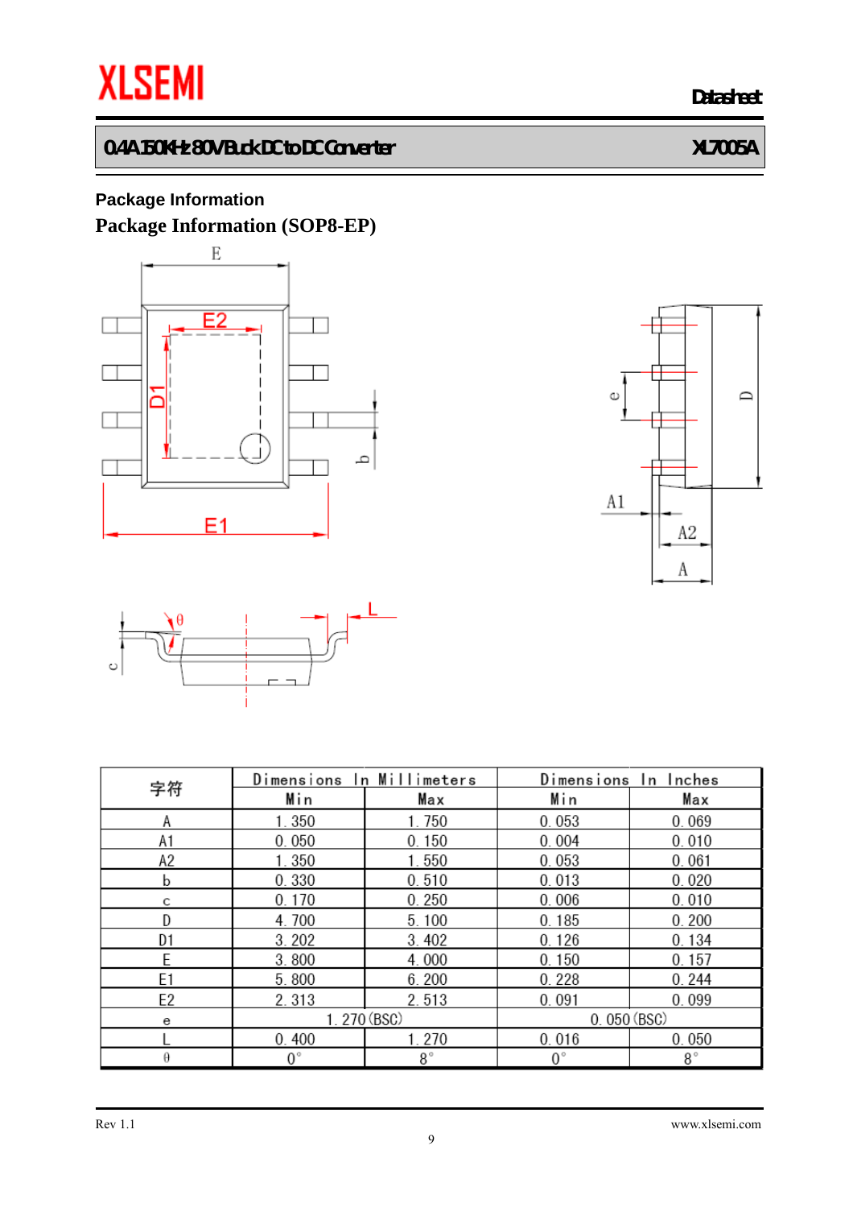## Package Information

## Package Information (SOP8-EP)

| 字符 | Dimensions In Millimeters | | Dimensions In Inches | |
|---|---|---|---|---|
| | Min | Max | Min | Max |
| A | 1.350 | 1.750 | 0.053 | 0.069 |
| A1 | 0.050 | 0.150 | 0.004 | 0.010 |
| A2 | 1.350 | 1.550 | 0.053 | 0.061 |
| b | 0.330 | 0.510 | 0.013 | 0.020 |
| c | 0.170 | 0.250 | 0.006 | 0.010 |
| D | 4.700 | 5.100 | 0.185 | 0.200 |
| D1 | 3.202 | 3.402 | 0.126 | 0.134 |
| E | 3.800 | 4.000 | 0.150 | 0.157 |
| E1 | 5.800 | 6.200 | 0.228 | 0.244 |
| E2 | 2.313 | 2.513 | 0.091 | 0.099 |
| e | 1.270 (BSC) | | 0.050 (BSC) | |
| L | 0.400 | 1.270 | 0.016 | 0.050 |
| θ | 0° | 8° | 0° | 8° |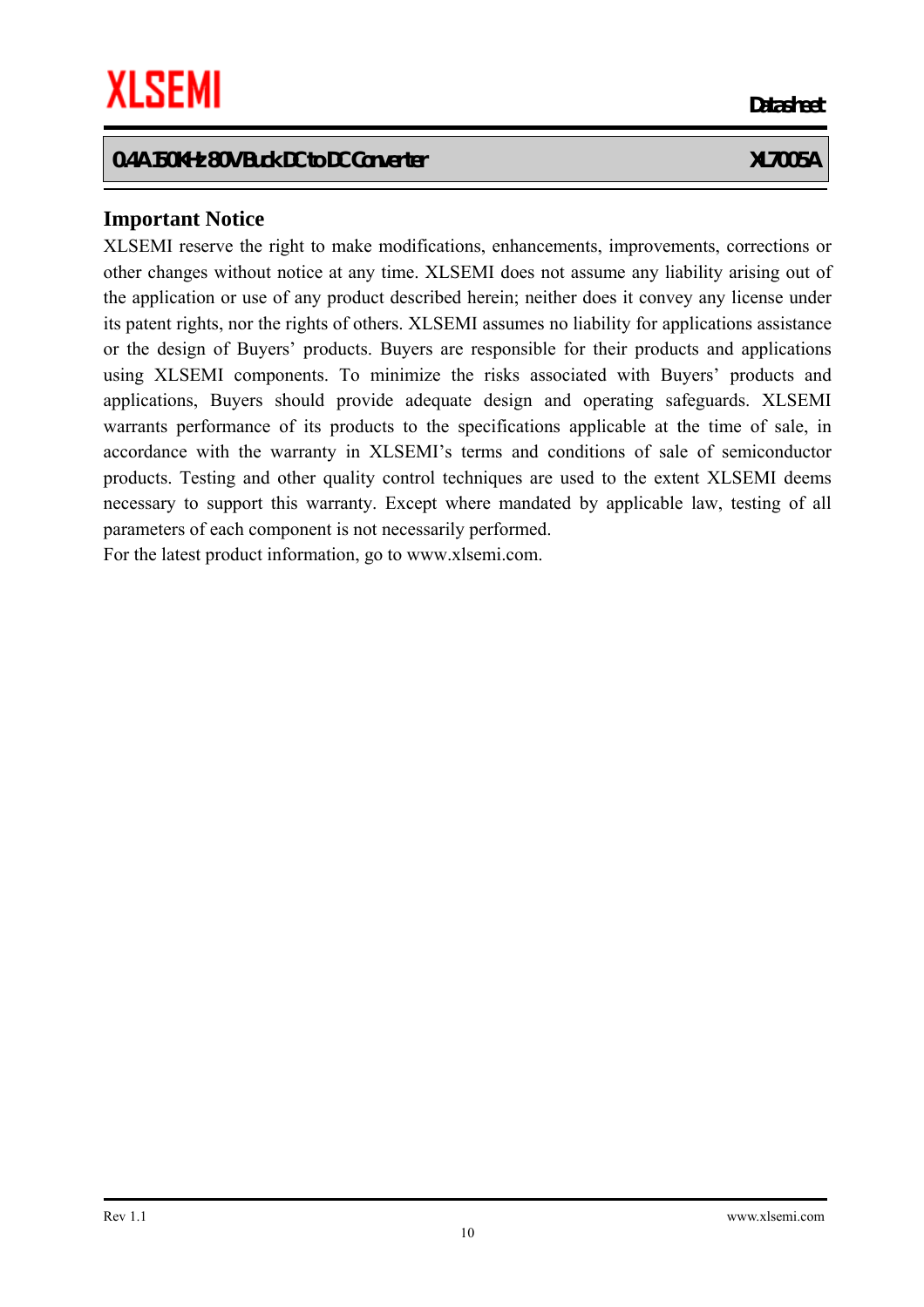## Important Notice

XLSEMI reserve the right to make modifications, enhancements, improvements, corrections or other changes without notice at any time. XLSEMI does not assume any liability arising out of the application or use of any product described herein; neither does it convey any license under its patent rights, nor the rights of others. XLSEMI assumes no liability for applications assistance or the design of Buyers' products. Buyers are responsible for their products and applications using XLSEMI components. To minimize the risks associated with Buyers' products and applications, Buyers should provide adequate design and operating safeguards. XLSEMI warrants performance of its products to the specifications applicable at the time of sale, in accordance with the warranty in XLSEMI's terms and conditions of sale of semiconductor products. Testing and other quality control techniques are used to the extent XLSEMI deems necessary to support this warranty. Except where mandated by applicable law, testing of all parameters of each component is not necessarily performed.

For the latest product information, go to www.xlsemi.com.